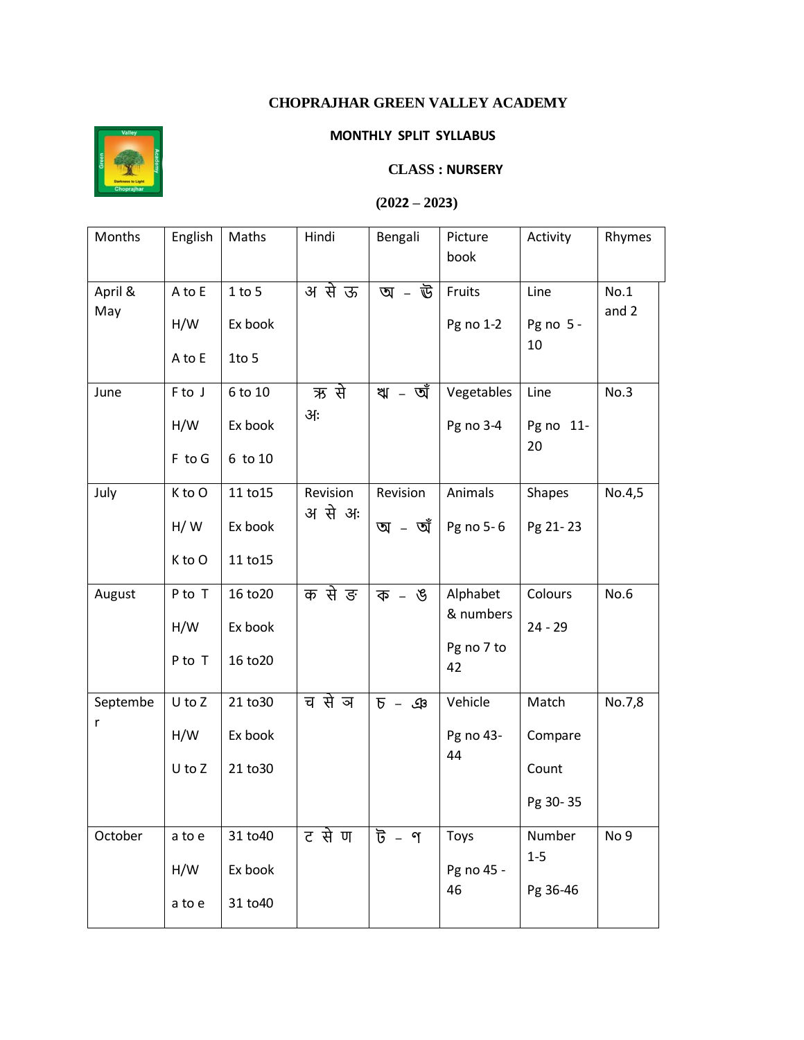# CHOPRAJHAR GREEN VALLEY ACADEMY

**MONTHLY SPLIT SYLLABUS**

**CLASS : NURSERY**

**(2022 – 2023)**

| Months | English | Maths | Hindi | Bengali | Picture book | Activity | Rhymes |
|---|---|---|---|---|---|---|---|
| April & May | A to E<br>H/W<br>A to E | 1 to 5<br>Ex book<br>1to 5 | अ से ऊ | অ – ঊ | Fruits<br>Pg no 1-2 | Line<br>Pg no 5 - 10 | No.1 and 2 |
| June | F to J<br>H/W<br>F to G | 6 to 10<br>Ex book<br>6 to 10 | ऋ से अः | ঋ – অঁ | Vegetables<br>Pg no 3-4 | Line<br>Pg no 11- 20 | No.3 |
| July | K to O<br>H/ W<br>K to O | 11 to15<br>Ex book<br>11 to15 | Revision<br>अ से अः | Revision<br>অ – অঁ | Animals<br>Pg no 5- 6 | Shapes<br>Pg 21- 23 | No.4,5 |
| August | P to T<br>H/W<br>P to T | 16 to20<br>Ex book<br>16 to20 | क से ङ | ক – ঙ | Alphabet & numbers<br>Pg no 7 to 42 | Colours<br>24 - 29 | No.6 |
| September | U to Z<br>H/W<br>U to Z | 21 to30<br>Ex book<br>21 to30 | च से ञ | চ – ঞ | Vehicle<br>Pg no 43- 44 | Match<br>Compare<br>Count<br>Pg 30- 35 | No.7,8 |
| October | a to e<br>H/W<br>a to e | 31 to40<br>Ex book<br>31 to40 | ट से ण | ট – ণ | Toys<br>Pg no 45 - 46 | Number 1-5<br>Pg 36-46 | No 9 |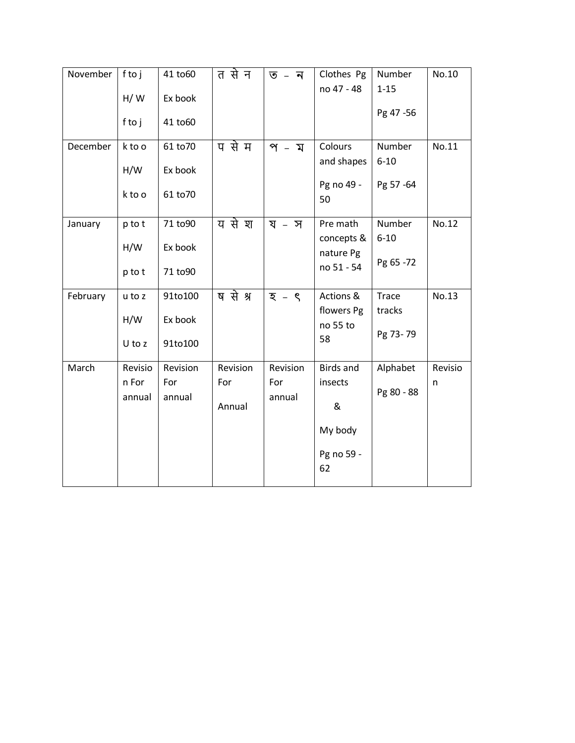| November | f to j<br>H/ W<br>f to j | 41 to60<br>Ex book<br>41 to60 | त से न | ত – ন | Clothes Pg no 47 - 48 | Number 1-15<br>Pg 47 -56 | No.10 |
|---|---|---|---|---|---|---|---|
| December | k to o<br>H/W<br>k to o | 61 to70<br>Ex book<br>61 to70 | प से म | প – ম | Colours and shapes<br>Pg no 49 - 50 | Number 6-10<br>Pg 57 -64 | No.11 |
| January | p to t<br>H/W<br>p to t | 71 to90<br>Ex book<br>71 to90 | य से श | য – স | Pre math concepts & nature Pg no 51 - 54 | Number 6-10<br>Pg 65 -72 | No.12 |
| February | u to z<br>H/W<br>U to z | 91to100<br>Ex book<br>91to100 | ष से श्र | হ – ৎ | Actions & flowers Pg no 55 to 58 | Trace tracks<br>Pg 73- 79 | No.13 |
| March | Revision For annual | Revision For annual | Revision For<br>Annual | Revision For annual | Birds and insects<br>&<br>My body<br>Pg no 59 - 62 | Alphabet<br>Pg 80 - 88 | Revision |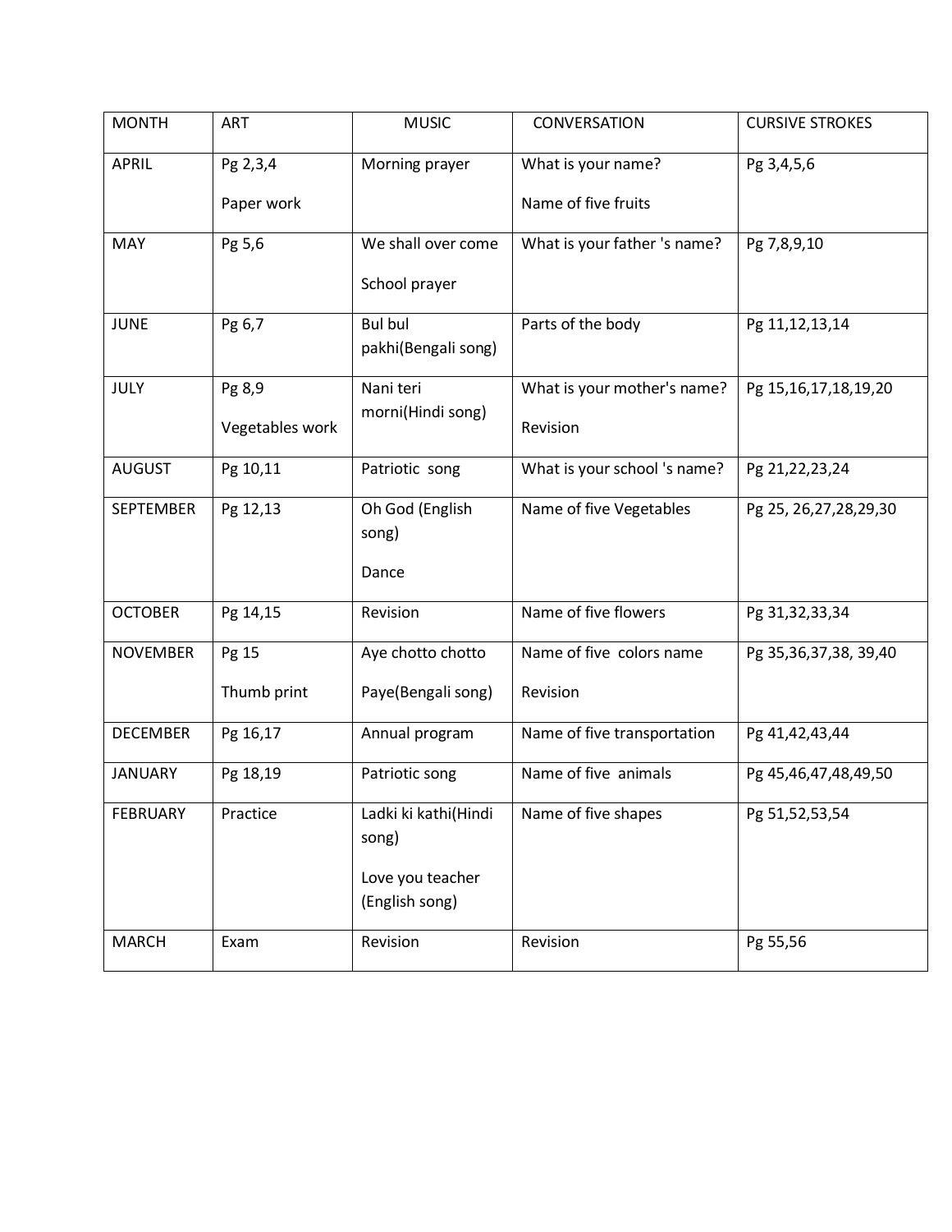| MONTH | ART | MUSIC | CONVERSATION | CURSIVE STROKES |
|---|---|---|---|---|
| APRIL | Pg 2,3,4<br>Paper work | Morning prayer | What is your name?<br>Name of five fruits | Pg 3,4,5,6 |
| MAY | Pg 5,6 | We shall over come<br>School prayer | What is your father 's name? | Pg 7,8,9,10 |
| JUNE | Pg 6,7 | Bul bul pakhi(Bengali song) | Parts of the body | Pg 11,12,13,14 |
| JULY | Pg 8,9<br>Vegetables work | Nani teri morni(Hindi song) | What is your mother's name?<br>Revision | Pg 15,16,17,18,19,20 |
| AUGUST | Pg 10,11 | Patriotic song | What is your school 's name? | Pg 21,22,23,24 |
| SEPTEMBER | Pg 12,13 | Oh God (English song)<br>Dance | Name of five Vegetables | Pg 25, 26,27,28,29,30 |
| OCTOBER | Pg 14,15 | Revision | Name of five flowers | Pg 31,32,33,34 |
| NOVEMBER | Pg 15<br>Thumb print | Aye chotto chotto<br>Paye(Bengali song) | Name of five colors name<br>Revision | Pg 35,36,37,38, 39,40 |
| DECEMBER | Pg 16,17 | Annual program | Name of five transportation | Pg 41,42,43,44 |
| JANUARY | Pg 18,19 | Patriotic song | Name of five animals | Pg 45,46,47,48,49,50 |
| FEBRUARY | Practice | Ladki ki kathi(Hindi song)<br>Love you teacher (English song) | Name of five shapes | Pg 51,52,53,54 |
| MARCH | Exam | Revision | Revision | Pg 55,56 |